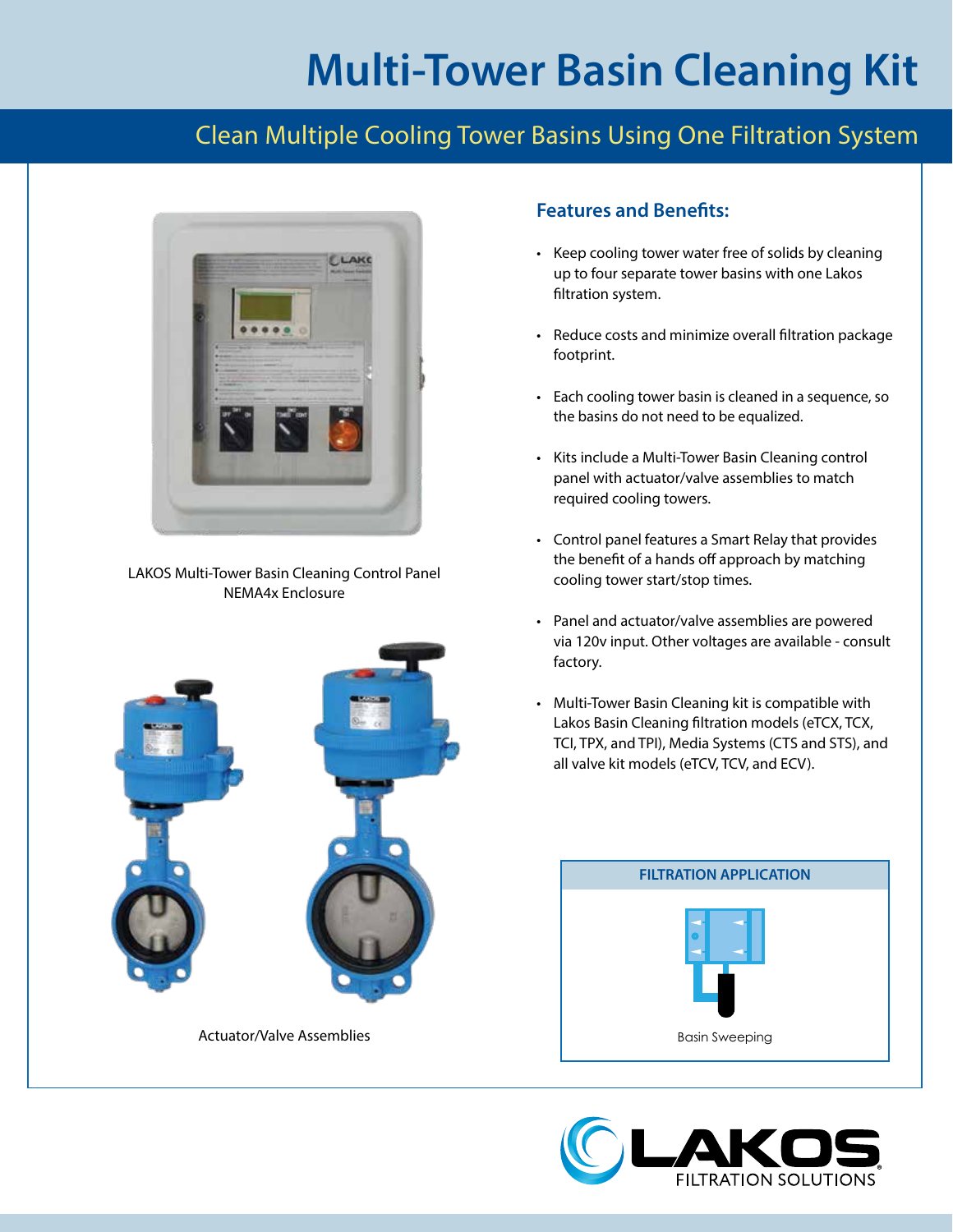# Multi-Tower Basin Cleaning Kit

## Clean Multiple Cooling Tower Basins Using One Filtration System

LAKOS Multi-Tower Basin Cleaning Control Panel
NEMA4x Enclosure

Actuator/Valve Assemblies

### Features and Benefits:

- Keep cooling tower water free of solids by cleaning up to four separate tower basins with one Lakos filtration system.
- Reduce costs and minimize overall filtration package footprint.
- Each cooling tower basin is cleaned in a sequence, so the basins do not need to be equalized.
- Kits include a Multi-Tower Basin Cleaning control panel with actuator/valve assemblies to match required cooling towers.
- Control panel features a Smart Relay that provides the benefit of a hands off approach by matching cooling tower start/stop times.
- Panel and actuator/valve assemblies are powered via 120v input. Other voltages are available - consult factory.
- Multi-Tower Basin Cleaning kit is compatible with Lakos Basin Cleaning filtration models (eTCX, TCX, TCI, TPX, and TPI), Media Systems (CTS and STS), and all valve kit models (eTCV, TCV, and ECV).

**FILTRATION APPLICATION**

Basin Sweeping

LAKOS
FILTRATION SOLUTIONS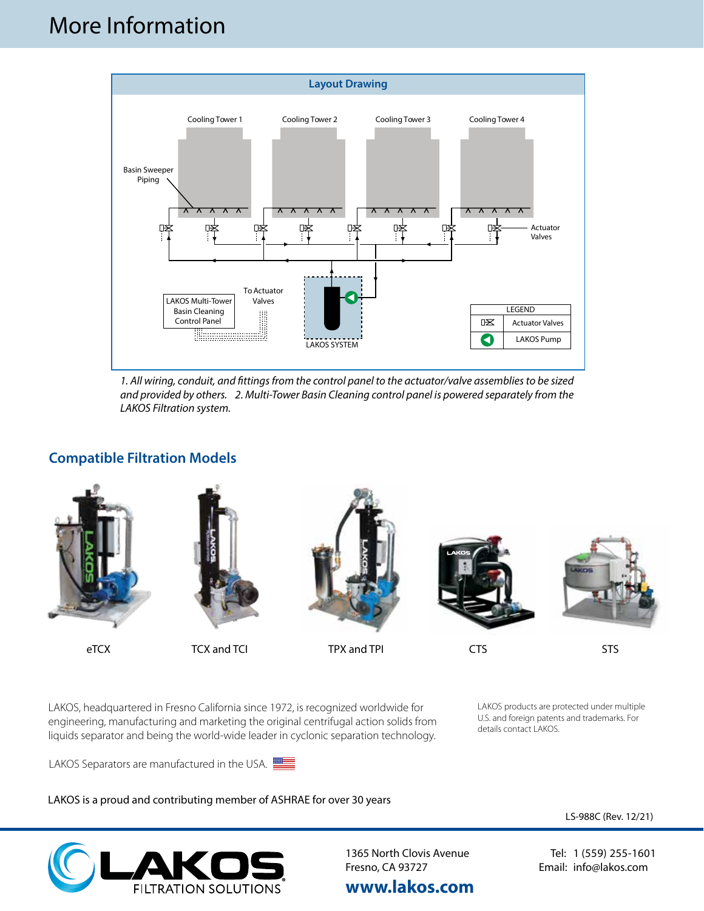# More Information

## Layout Drawing

Cooling Tower 1

Cooling Tower 2

Cooling Tower 3

Cooling Tower 4

Basin Sweeper Piping

Actuator Valves

To Actuator Valves

LAKOS Multi-Tower Basin Cleaning Control Panel

LAKOS SYSTEM

| LEGEND | |
|---|---|
| | Actuator Valves |
| | LAKOS Pump |

*1. All wiring, conduit, and fittings from the control panel to the actuator/valve assemblies to be sized and provided by others. 2. Multi-Tower Basin Cleaning control panel is powered separately from the LAKOS Filtration system.*

## Compatible Filtration Models

eTCX

TCX and TCI

TPX and TPI

CTS

STS

LAKOS, headquartered in Fresno California since 1972, is recognized worldwide for engineering, manufacturing and marketing the original centrifugal action solids from liquids separator and being the world-wide leader in cyclonic separation technology.

LAKOS products are protected under multiple U.S. and foreign patents and trademarks. For details contact LAKOS.

LAKOS Separators are manufactured in the USA.

LAKOS is a proud and contributing member of ASHRAE for over 30 years

LS-988C (Rev. 12/21)

LAKOS FILTRATION SOLUTIONS

1365 North Clovis Avenue
Fresno, CA 93727

**www.lakos.com**

Tel: 1 (559) 255-1601
Email: info@lakos.com